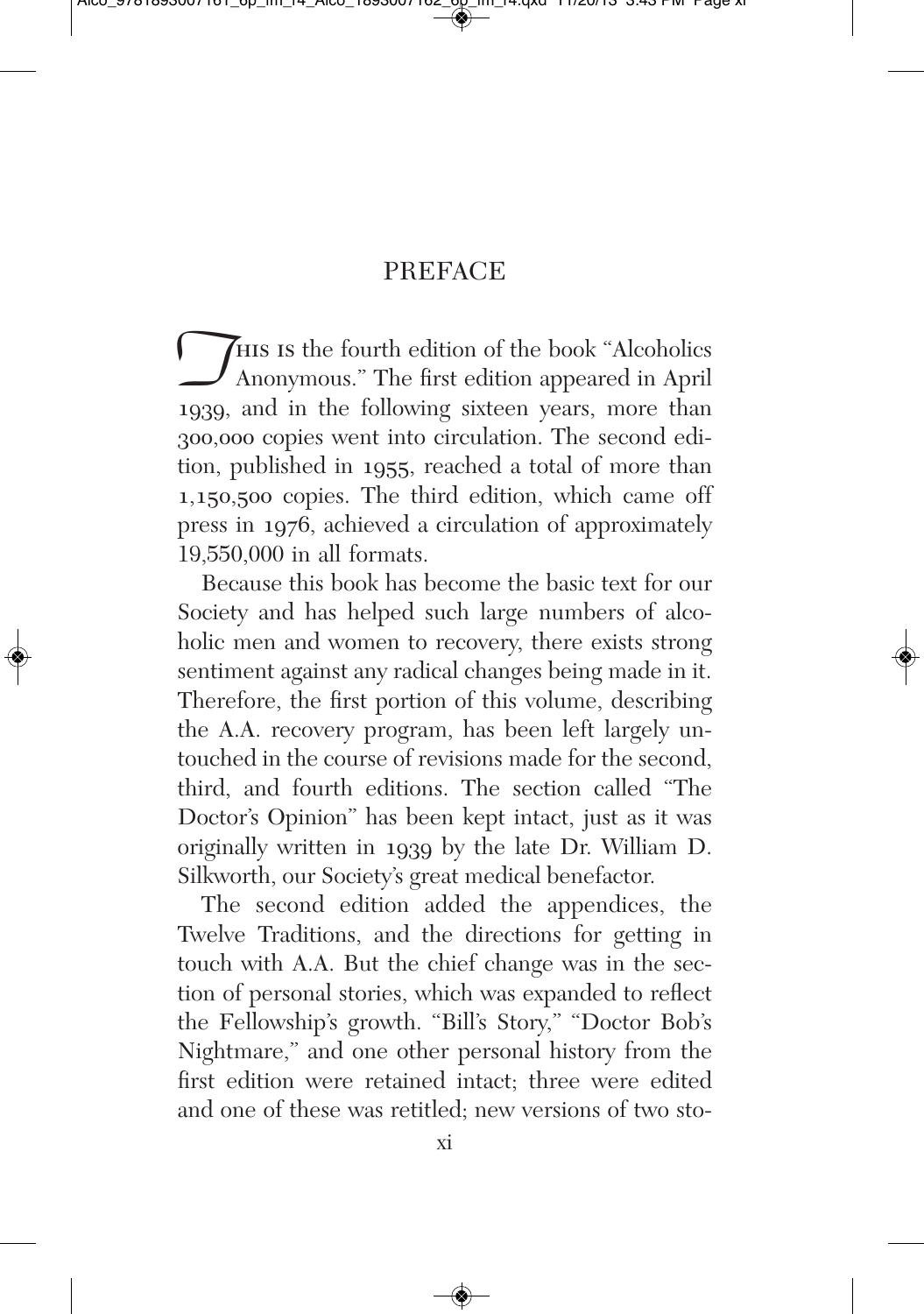# PREFACE

This is the fourth edition of the book "Alcoholics Anonymous." The first edition appeared in April 1939, and in the following sixteen years, more than 300,000 copies went into circulation. The second edition, published in 1955, reached a total of more than 1,150,500 copies. The third edition, which came off press in 1976, achieved a circulation of approximately 19,550,000 in all formats.

Because this book has become the basic text for our Society and has helped such large numbers of alcoholic men and women to recovery, there exists strong sentiment against any radical changes being made in it. Therefore, the first portion of this volume, describing the A.A. recovery program, has been left largely untouched in the course of revisions made for the second, third, and fourth editions. The section called "The Doctor's Opinion" has been kept intact, just as it was originally written in 1939 by the late Dr. William D. Silkworth, our Society's great medical benefactor.

The second edition added the appendices, the Twelve Traditions, and the directions for getting in touch with A.A. But the chief change was in the section of personal stories, which was expanded to reflect the Fellowship's growth. "Bill's Story," "Doctor Bob's Nightmare," and one other personal history from the first edition were retained intact; three were edited and one of these was retitled; new versions of two sto-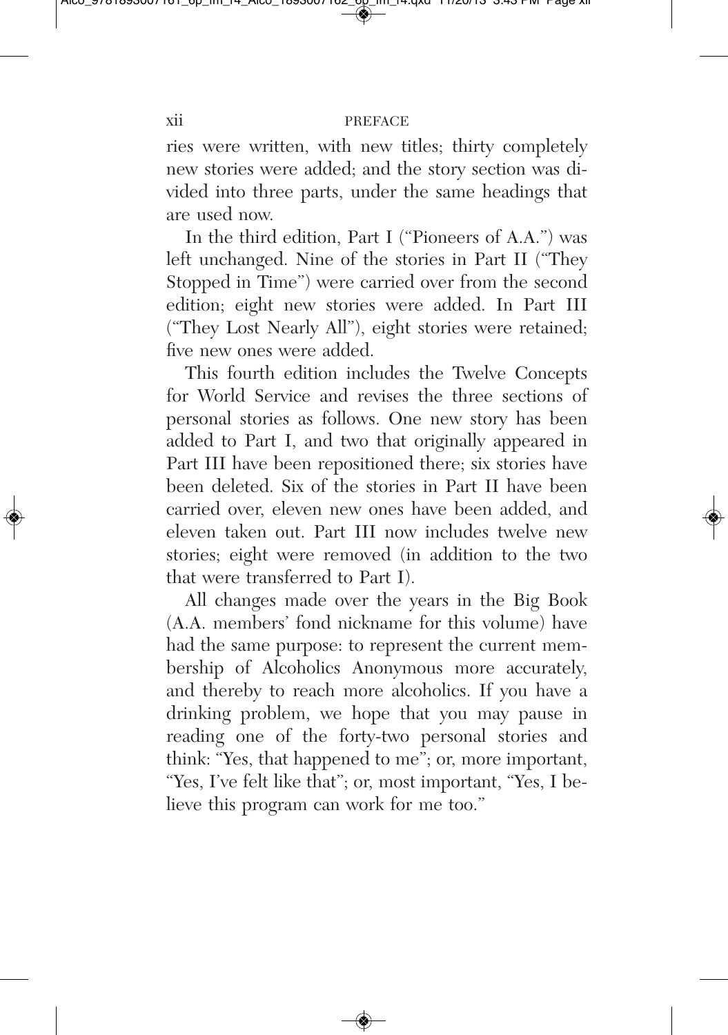ries were written, with new titles; thirty completely new stories were added; and the story section was divided into three parts, under the same headings that are used now.

In the third edition, Part I ("Pioneers of A.A.") was left unchanged. Nine of the stories in Part II ("They Stopped in Time") were carried over from the second edition; eight new stories were added. In Part III ("They Lost Nearly All"), eight stories were retained; five new ones were added.

This fourth edition includes the Twelve Concepts for World Service and revises the three sections of personal stories as follows. One new story has been added to Part I, and two that originally appeared in Part III have been repositioned there; six stories have been deleted. Six of the stories in Part II have been carried over, eleven new ones have been added, and eleven taken out. Part III now includes twelve new stories; eight were removed (in addition to the two that were transferred to Part I).

All changes made over the years in the Big Book (A.A. members' fond nickname for this volume) have had the same purpose: to represent the current membership of Alcoholics Anonymous more accurately, and thereby to reach more alcoholics. If you have a drinking problem, we hope that you may pause in reading one of the forty-two personal stories and think: "Yes, that happened to me"; or, more important, "Yes, I've felt like that"; or, most important, "Yes, I believe this program can work for me too."